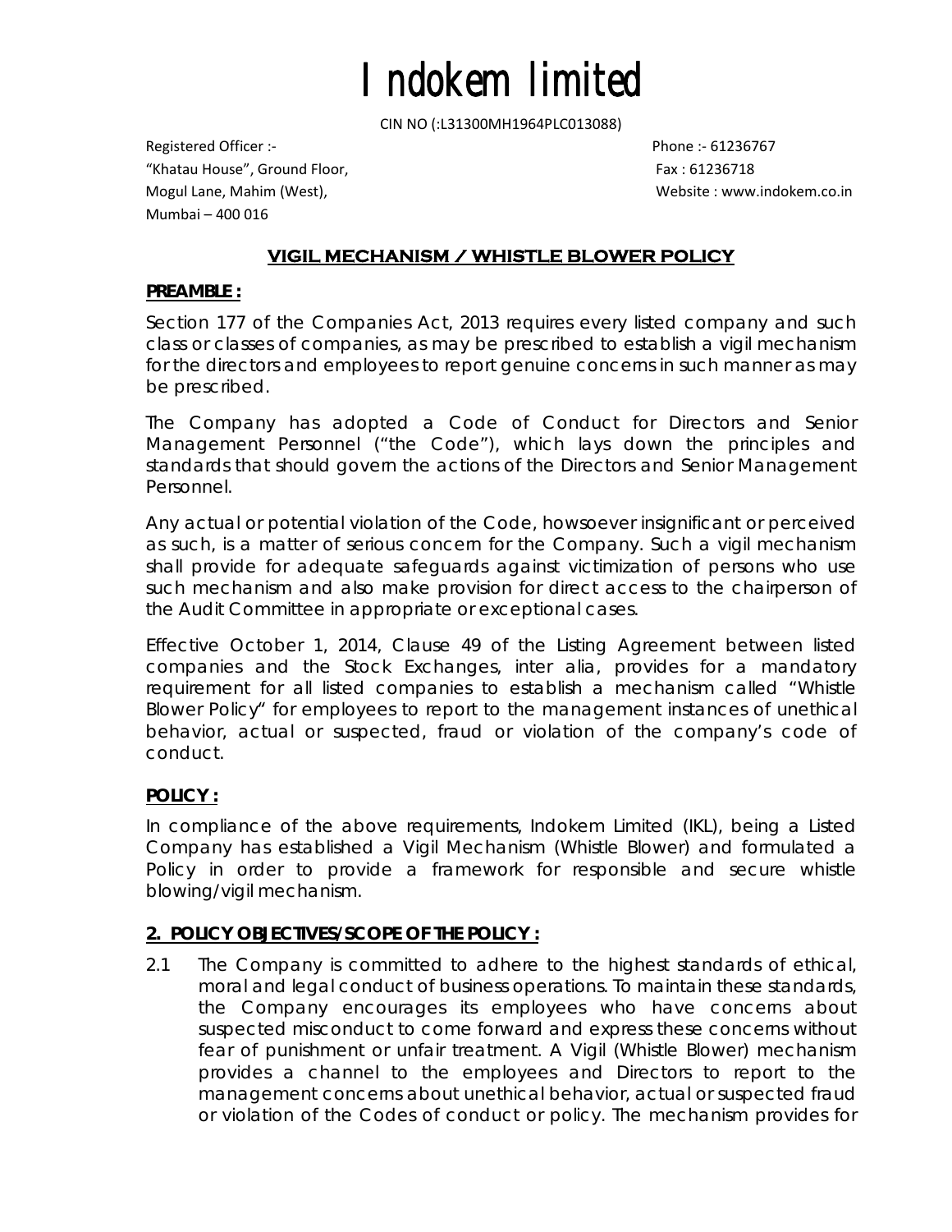# Indokem limited

CIN NO (:L31300MH1964PLC013088)

Registered Officer :-
"Khatau House", Ground Floor,
Mogul Lane, Mahim (West),
Mumbai – 400 016

Phone :- 61236767
Fax : 61236718
Website : www.indokem.co.in

## VIGIL MECHANISM / WHISTLE BLOWER POLICY

**PREAMBLE :**

Section 177 of the Companies Act, 2013 requires every listed company and such class or classes of companies, as may be prescribed to establish a vigil mechanism for the directors and employees to report genuine concerns in such manner as may be prescribed.

The Company has adopted a Code of Conduct for Directors and Senior Management Personnel ("the Code"), which lays down the principles and standards that should govern the actions of the Directors and Senior Management Personnel.

Any actual or potential violation of the Code, howsoever insignificant or perceived as such, is a matter of serious concern for the Company. Such a vigil mechanism shall provide for adequate safeguards against victimization of persons who use such mechanism and also make provision for direct access to the chairperson of the Audit Committee in appropriate or exceptional cases.

Effective October 1, 2014, Clause 49 of the Listing Agreement between listed companies and the Stock Exchanges, inter alia, provides for a mandatory requirement for all listed companies to establish a mechanism called "Whistle Blower Policy" for employees to report to the management instances of unethical behavior, actual or suspected, fraud or violation of the company's code of conduct.

**POLICY :**

In compliance of the above requirements, Indokem Limited (IKL), being a Listed Company has established a Vigil Mechanism (Whistle Blower) and formulated a Policy in order to provide a framework for responsible and secure whistle blowing/vigil mechanism.

**2. POLICY OBJECTIVES/SCOPE OF THE POLICY :**

2.1 The Company is committed to adhere to the highest standards of ethical, moral and legal conduct of business operations. To maintain these standards, the Company encourages its employees who have concerns about suspected misconduct to come forward and express these concerns without fear of punishment or unfair treatment. A Vigil (Whistle Blower) mechanism provides a channel to the employees and Directors to report to the management concerns about unethical behavior, actual or suspected fraud or violation of the Codes of conduct or policy. The mechanism provides for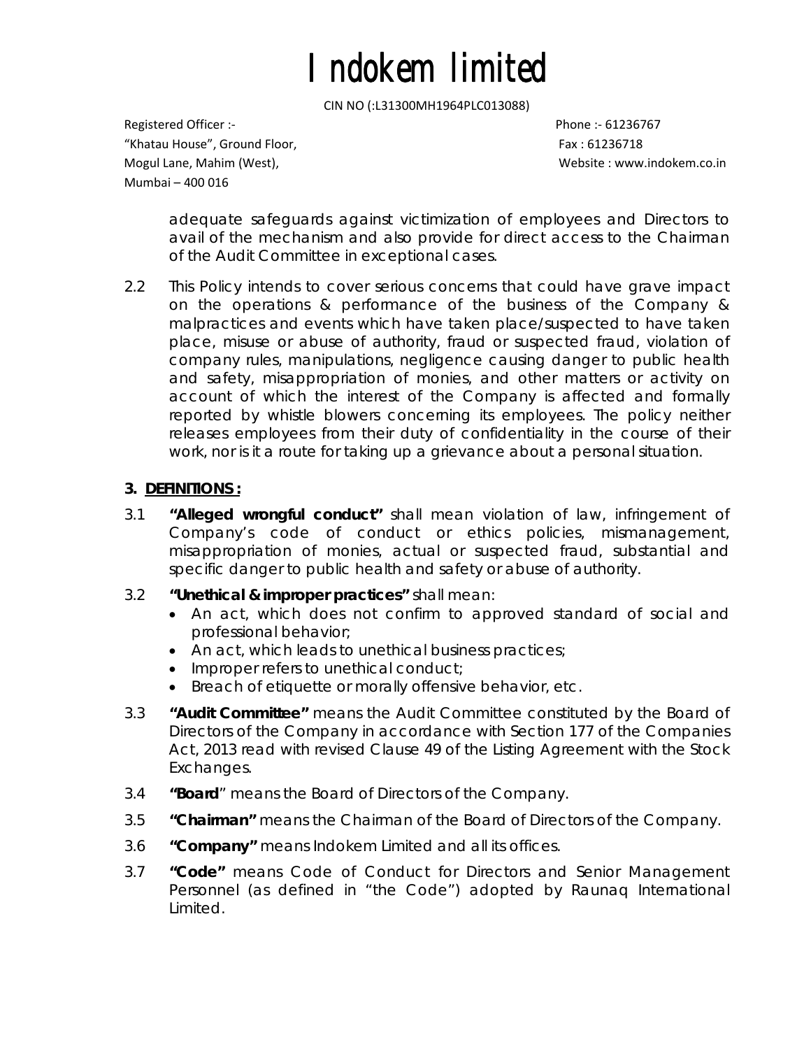adequate safeguards against victimization of employees and Directors to avail of the mechanism and also provide for direct access to the Chairman of the Audit Committee in exceptional cases.

2.2 This Policy intends to cover serious concerns that could have grave impact on the operations & performance of the business of the Company & malpractices and events which have taken place/suspected to have taken place, misuse or abuse of authority, fraud or suspected fraud, violation of company rules, manipulations, negligence causing danger to public health and safety, misappropriation of monies, and other matters or activity on account of which the interest of the Company is affected and formally reported by whistle blowers concerning its employees. The policy neither releases employees from their duty of confidentiality in the course of their work, nor is it a route for taking up a grievance about a personal situation.

## 3. DEFINITIONS :

3.1 **"Alleged wrongful conduct"** shall mean violation of law, infringement of Company's code of conduct or ethics policies, mismanagement, misappropriation of monies, actual or suspected fraud, substantial and specific danger to public health and safety or abuse of authority.

3.2 **"Unethical & improper practices"** shall mean:

- An act, which does not confirm to approved standard of social and professional behavior;
- An act, which leads to unethical business practices;
- Improper refers to unethical conduct;
- Breach of etiquette or morally offensive behavior, etc.

3.3 **"Audit Committee"** means the Audit Committee constituted by the Board of Directors of the Company in accordance with Section 177 of the Companies Act, 2013 read with revised Clause 49 of the Listing Agreement with the Stock Exchanges.

3.4 **"Board"** means the Board of Directors of the Company.

3.5 **"Chairman"** means the Chairman of the Board of Directors of the Company.

3.6 **"Company"** means Indokem Limited and all its offices.

3.7 **"Code"** means Code of Conduct for Directors and Senior Management Personnel (as defined in "the Code") adopted by Raunaq International Limited.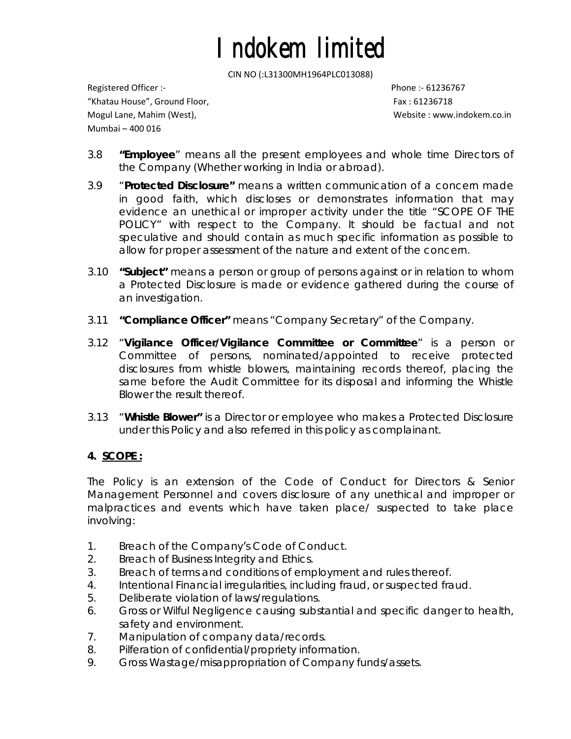3.8 **"Employee"** means all the present employees and whole time Directors of the Company (Whether working in India or abroad).

3.9 "**Protected Disclosure"** means a written communication of a concern made in good faith, which discloses or demonstrates information that may evidence an unethical or improper activity under the title "SCOPE OF THE POLICY" with respect to the Company. It should be factual and not speculative and should contain as much specific information as possible to allow for proper assessment of the nature and extent of the concern.

3.10 **"Subject"** means a person or group of persons against or in relation to whom a Protected Disclosure is made or evidence gathered during the course of an investigation.

3.11 **"Compliance Officer"** means "Company Secretary" of the Company.

3.12 "**Vigilance Officer/Vigilance Committee or Committee**" is a person or Committee of persons, nominated/appointed to receive protected disclosures from whistle blowers, maintaining records thereof, placing the same before the Audit Committee for its disposal and informing the Whistle Blower the result thereof.

3.13 "**Whistle Blower"** is a Director or employee who makes a Protected Disclosure under this Policy and also referred in this policy as complainant.

## 4. SCOPE :

The Policy is an extension of the Code of Conduct for Directors & Senior Management Personnel and covers disclosure of any unethical and improper or malpractices and events which have taken place/ suspected to take place involving:

1. Breach of the Company's Code of Conduct.
2. Breach of Business Integrity and Ethics.
3. Breach of terms and conditions of employment and rules thereof.
4. Intentional Financial irregularities, including fraud, or suspected fraud.
5. Deliberate violation of laws/regulations.
6. Gross or Wilful Negligence causing substantial and specific danger to health, safety and environment.
7. Manipulation of company data/records.
8. Pilferation of confidential/propriety information.
9. Gross Wastage/misappropriation of Company funds/assets.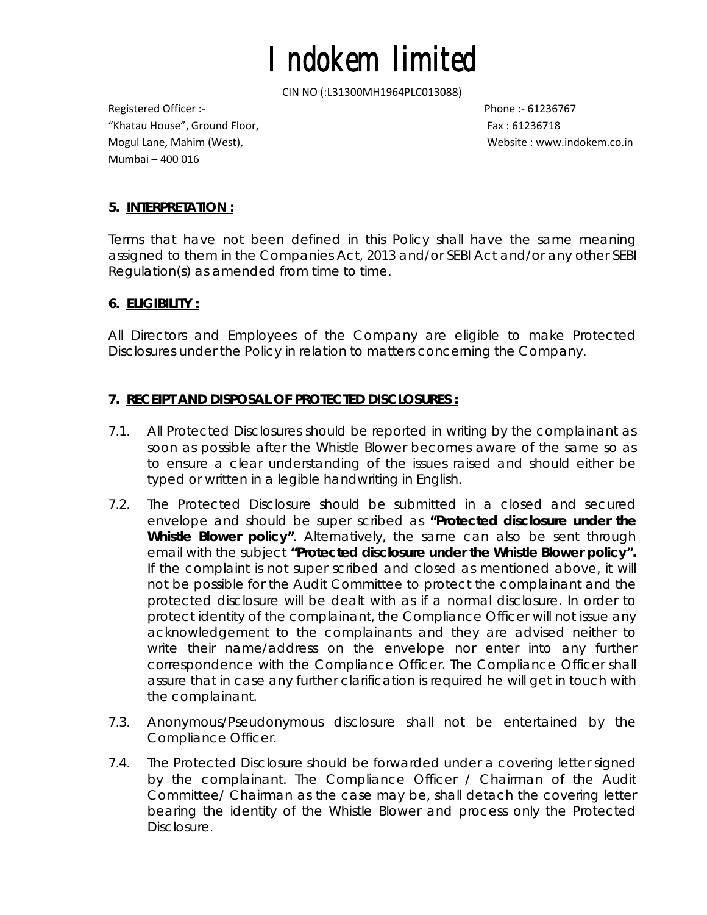# Indokem limited

CIN NO (:L31300MH1964PLC013088)

Registered Officer :-
"Khatau House", Ground Floor,
Mogul Lane, Mahim (West),
Mumbai – 400 016

Phone :- 61236767
Fax : 61236718
Website : www.indokem.co.in

## 5. INTERPRETATION :

Terms that have not been defined in this Policy shall have the same meaning assigned to them in the Companies Act, 2013 and/or SEBI Act and/or any other SEBI Regulation(s) as amended from time to time.

## 6. ELIGIBILITY :

All Directors and Employees of the Company are eligible to make Protected Disclosures under the Policy in relation to matters concerning the Company.

## 7. RECEIPT AND DISPOSAL OF PROTECTED DISCLOSURES :

7.1. All Protected Disclosures should be reported in writing by the complainant as soon as possible after the Whistle Blower becomes aware of the same so as to ensure a clear understanding of the issues raised and should either be typed or written in a legible handwriting in English.

7.2. The Protected Disclosure should be submitted in a closed and secured envelope and should be super scribed as **"Protected disclosure under the Whistle Blower policy"**. Alternatively, the same can also be sent through email with the subject **"Protected disclosure under the Whistle Blower policy".** If the complaint is not super scribed and closed as mentioned above, it will not be possible for the Audit Committee to protect the complainant and the protected disclosure will be dealt with as if a normal disclosure. In order to protect identity of the complainant, the Compliance Officer will not issue any acknowledgement to the complainants and they are advised neither to write their name/address on the envelope nor enter into any further correspondence with the Compliance Officer. The Compliance Officer shall assure that in case any further clarification is required he will get in touch with the complainant.

7.3. Anonymous/Pseudonymous disclosure shall not be entertained by the Compliance Officer.

7.4. The Protected Disclosure should be forwarded under a covering letter signed by the complainant. The Compliance Officer / Chairman of the Audit Committee/ Chairman as the case may be, shall detach the covering letter bearing the identity of the Whistle Blower and process only the Protected Disclosure.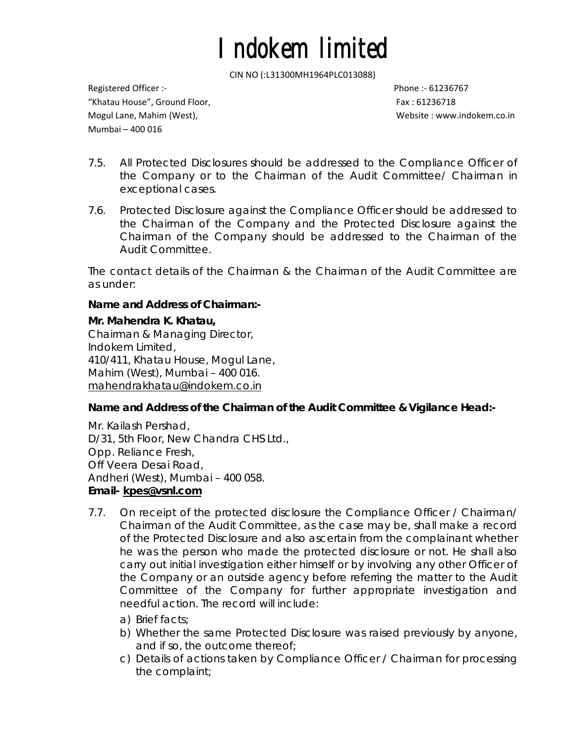7.5. All Protected Disclosures should be addressed to the Compliance Officer of the Company or to the Chairman of the Audit Committee/ Chairman in exceptional cases.

7.6. Protected Disclosure against the Compliance Officer should be addressed to the Chairman of the Company and the Protected Disclosure against the Chairman of the Company should be addressed to the Chairman of the Audit Committee.

The contact details of the Chairman & the Chairman of the Audit Committee are as under:

**Name and Address of Chairman:-**

**Mr. Mahendra K. Khatau,**
Chairman & Managing Director,
Indokem Limited,
410/411, Khatau House, Mogul Lane,
Mahim (West), Mumbai – 400 016.
mahendrakhatau@indokem.co.in

**Name and Address of the Chairman of the Audit Committee & Vigilance Head:-**

Mr. Kailash Pershad,
D/31, 5th Floor, New Chandra CHS Ltd.,
Opp. Reliance Fresh,
Off Veera Desai Road,
Andheri (West), Mumbai – 400 058.
**Email- kpes@vsnl.com**

7.7. On receipt of the protected disclosure the Compliance Officer / Chairman/ Chairman of the Audit Committee, as the case may be, shall make a record of the Protected Disclosure and also ascertain from the complainant whether he was the person who made the protected disclosure or not. He shall also carry out initial investigation either himself or by involving any other Officer of the Company or an outside agency before referring the matter to the Audit Committee of the Company for further appropriate investigation and needful action. The record will include:

a) Brief facts;
b) Whether the same Protected Disclosure was raised previously by anyone, and if so, the outcome thereof;
c) Details of actions taken by Compliance Officer / Chairman for processing the complaint;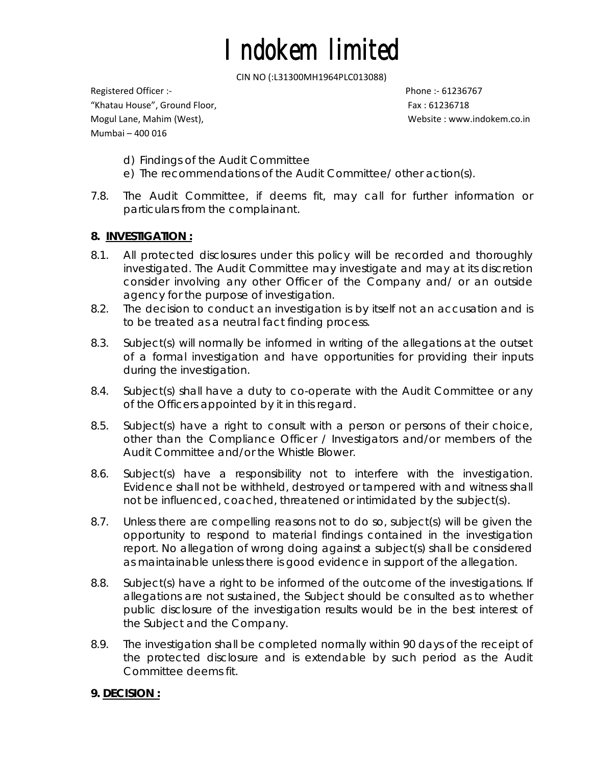d) Findings of the Audit Committee

e) The recommendations of the Audit Committee/ other action(s).

7.8. The Audit Committee, if deems fit, may call for further information or particulars from the complainant.

## 8. INVESTIGATION :

8.1. All protected disclosures under this policy will be recorded and thoroughly investigated. The Audit Committee may investigate and may at its discretion consider involving any other Officer of the Company and/ or an outside agency for the purpose of investigation.

8.2. The decision to conduct an investigation is by itself not an accusation and is to be treated as a neutral fact finding process.

8.3. Subject(s) will normally be informed in writing of the allegations at the outset of a formal investigation and have opportunities for providing their inputs during the investigation.

8.4. Subject(s) shall have a duty to co-operate with the Audit Committee or any of the Officers appointed by it in this regard.

8.5. Subject(s) have a right to consult with a person or persons of their choice, other than the Compliance Officer / Investigators and/or members of the Audit Committee and/or the Whistle Blower.

8.6. Subject(s) have a responsibility not to interfere with the investigation. Evidence shall not be withheld, destroyed or tampered with and witness shall not be influenced, coached, threatened or intimidated by the subject(s).

8.7. Unless there are compelling reasons not to do so, subject(s) will be given the opportunity to respond to material findings contained in the investigation report. No allegation of wrong doing against a subject(s) shall be considered as maintainable unless there is good evidence in support of the allegation.

8.8. Subject(s) have a right to be informed of the outcome of the investigations. If allegations are not sustained, the Subject should be consulted as to whether public disclosure of the investigation results would be in the best interest of the Subject and the Company.

8.9. The investigation shall be completed normally within 90 days of the receipt of the protected disclosure and is extendable by such period as the Audit Committee deems fit.

## 9. DECISION :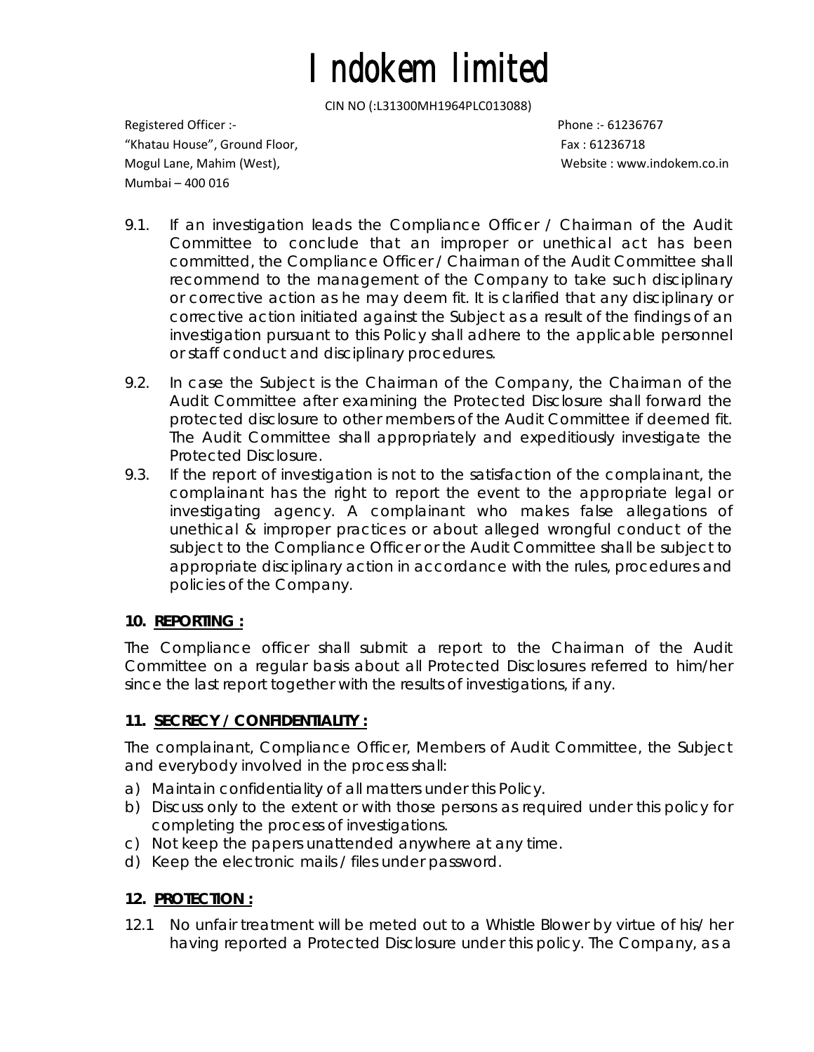9.1. If an investigation leads the Compliance Officer / Chairman of the Audit Committee to conclude that an improper or unethical act has been committed, the Compliance Officer / Chairman of the Audit Committee shall recommend to the management of the Company to take such disciplinary or corrective action as he may deem fit. It is clarified that any disciplinary or corrective action initiated against the Subject as a result of the findings of an investigation pursuant to this Policy shall adhere to the applicable personnel or staff conduct and disciplinary procedures.

9.2. In case the Subject is the Chairman of the Company, the Chairman of the Audit Committee after examining the Protected Disclosure shall forward the protected disclosure to other members of the Audit Committee if deemed fit. The Audit Committee shall appropriately and expeditiously investigate the Protected Disclosure.

9.3. If the report of investigation is not to the satisfaction of the complainant, the complainant has the right to report the event to the appropriate legal or investigating agency. A complainant who makes false allegations of unethical & improper practices or about alleged wrongful conduct of the subject to the Compliance Officer or the Audit Committee shall be subject to appropriate disciplinary action in accordance with the rules, procedures and policies of the Company.

### 10. REPORTING :

The Compliance officer shall submit a report to the Chairman of the Audit Committee on a regular basis about all Protected Disclosures referred to him/her since the last report together with the results of investigations, if any.

### 11. SECRECY / CONFIDENTIALITY :

The complainant, Compliance Officer, Members of Audit Committee, the Subject and everybody involved in the process shall:

a) Maintain confidentiality of all matters under this Policy.
b) Discuss only to the extent or with those persons as required under this policy for completing the process of investigations.
c) Not keep the papers unattended anywhere at any time.
d) Keep the electronic mails / files under password.

### 12. PROTECTION :

12.1 No unfair treatment will be meted out to a Whistle Blower by virtue of his/ her having reported a Protected Disclosure under this policy. The Company, as a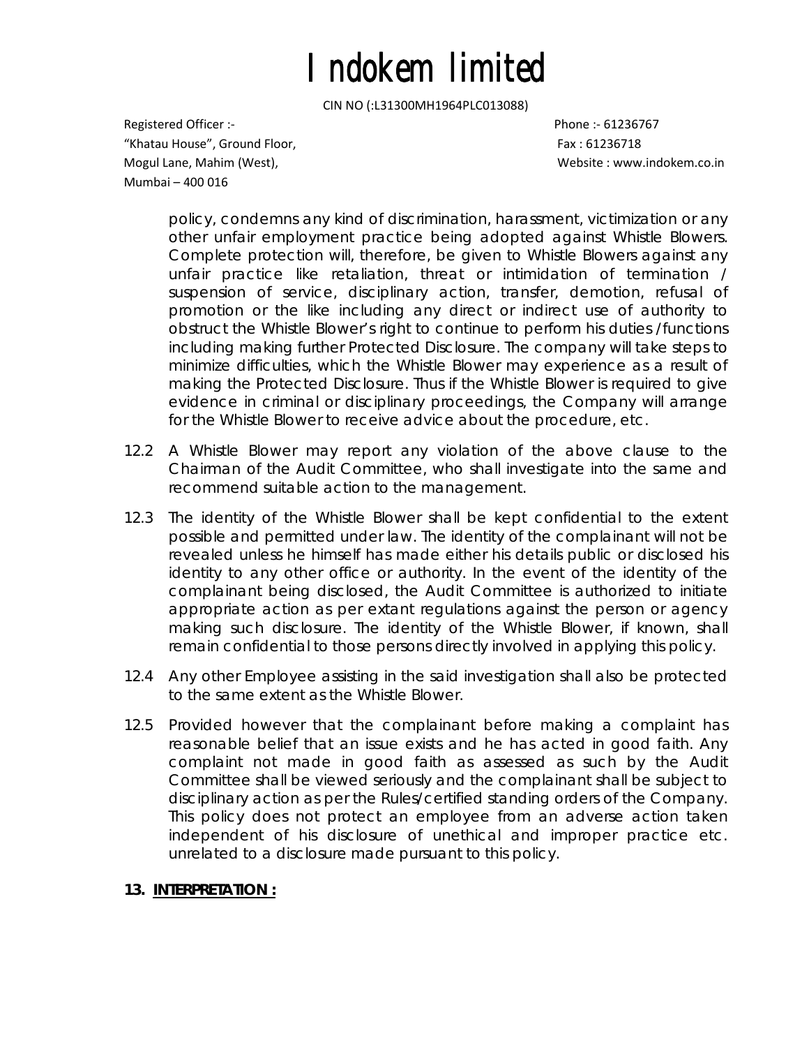policy, condemns any kind of discrimination, harassment, victimization or any other unfair employment practice being adopted against Whistle Blowers. Complete protection will, therefore, be given to Whistle Blowers against any unfair practice like retaliation, threat or intimidation of termination / suspension of service, disciplinary action, transfer, demotion, refusal of promotion or the like including any direct or indirect use of authority to obstruct the Whistle Blower's right to continue to perform his duties /functions including making further Protected Disclosure. The company will take steps to minimize difficulties, which the Whistle Blower may experience as a result of making the Protected Disclosure. Thus if the Whistle Blower is required to give evidence in criminal or disciplinary proceedings, the Company will arrange for the Whistle Blower to receive advice about the procedure, etc.

12.2 A Whistle Blower may report any violation of the above clause to the Chairman of the Audit Committee, who shall investigate into the same and recommend suitable action to the management.

12.3 The identity of the Whistle Blower shall be kept confidential to the extent possible and permitted under law. The identity of the complainant will not be revealed unless he himself has made either his details public or disclosed his identity to any other office or authority. In the event of the identity of the complainant being disclosed, the Audit Committee is authorized to initiate appropriate action as per extant regulations against the person or agency making such disclosure. The identity of the Whistle Blower, if known, shall remain confidential to those persons directly involved in applying this policy.

12.4 Any other Employee assisting in the said investigation shall also be protected to the same extent as the Whistle Blower.

12.5 Provided however that the complainant before making a complaint has reasonable belief that an issue exists and he has acted in good faith. Any complaint not made in good faith as assessed as such by the Audit Committee shall be viewed seriously and the complainant shall be subject to disciplinary action as per the Rules/certified standing orders of the Company. This policy does not protect an employee from an adverse action taken independent of his disclosure of unethical and improper practice etc. unrelated to a disclosure made pursuant to this policy.

**13. INTERPRETATION :**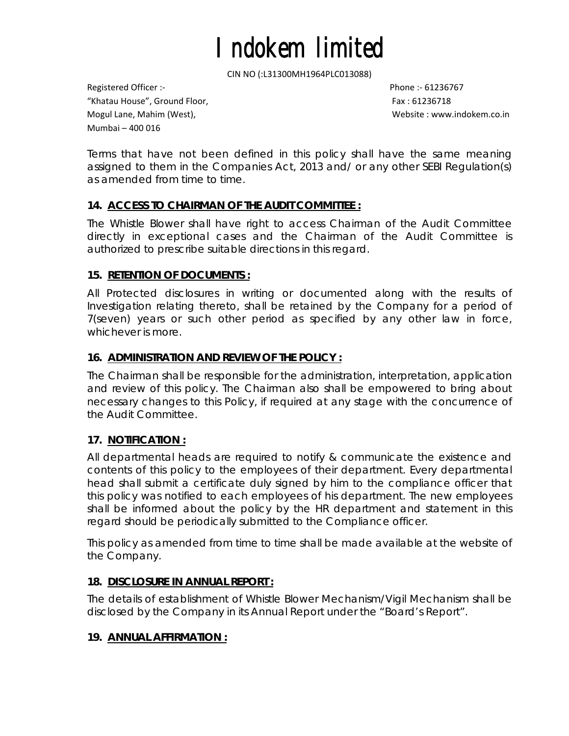Terms that have not been defined in this policy shall have the same meaning assigned to them in the Companies Act, 2013 and/ or any other SEBI Regulation(s) as amended from time to time.

### 14. ACCESS TO CHAIRMAN OF THE AUDIT COMMITTEE :

The Whistle Blower shall have right to access Chairman of the Audit Committee directly in exceptional cases and the Chairman of the Audit Committee is authorized to prescribe suitable directions in this regard.

### 15. RETENTION OF DOCUMENTS :

All Protected disclosures in writing or documented along with the results of Investigation relating thereto, shall be retained by the Company for a period of 7(seven) years or such other period as specified by any other law in force, whichever is more.

### 16. ADMINISTRATION AND REVIEW OF THE POLICY :

The Chairman shall be responsible for the administration, interpretation, application and review of this policy. The Chairman also shall be empowered to bring about necessary changes to this Policy, if required at any stage with the concurrence of the Audit Committee.

### 17. NOTIFICATION :

All departmental heads are required to notify & communicate the existence and contents of this policy to the employees of their department. Every departmental head shall submit a certificate duly signed by him to the compliance officer that this policy was notified to each employees of his department. The new employees shall be informed about the policy by the HR department and statement in this regard should be periodically submitted to the Compliance officer.

This policy as amended from time to time shall be made available at the website of the Company.

### 18. DISCLOSURE IN ANNUAL REPORT :

The details of establishment of Whistle Blower Mechanism/Vigil Mechanism shall be disclosed by the Company in its Annual Report under the "Board's Report".

### 19. ANNUAL AFFIRMATION :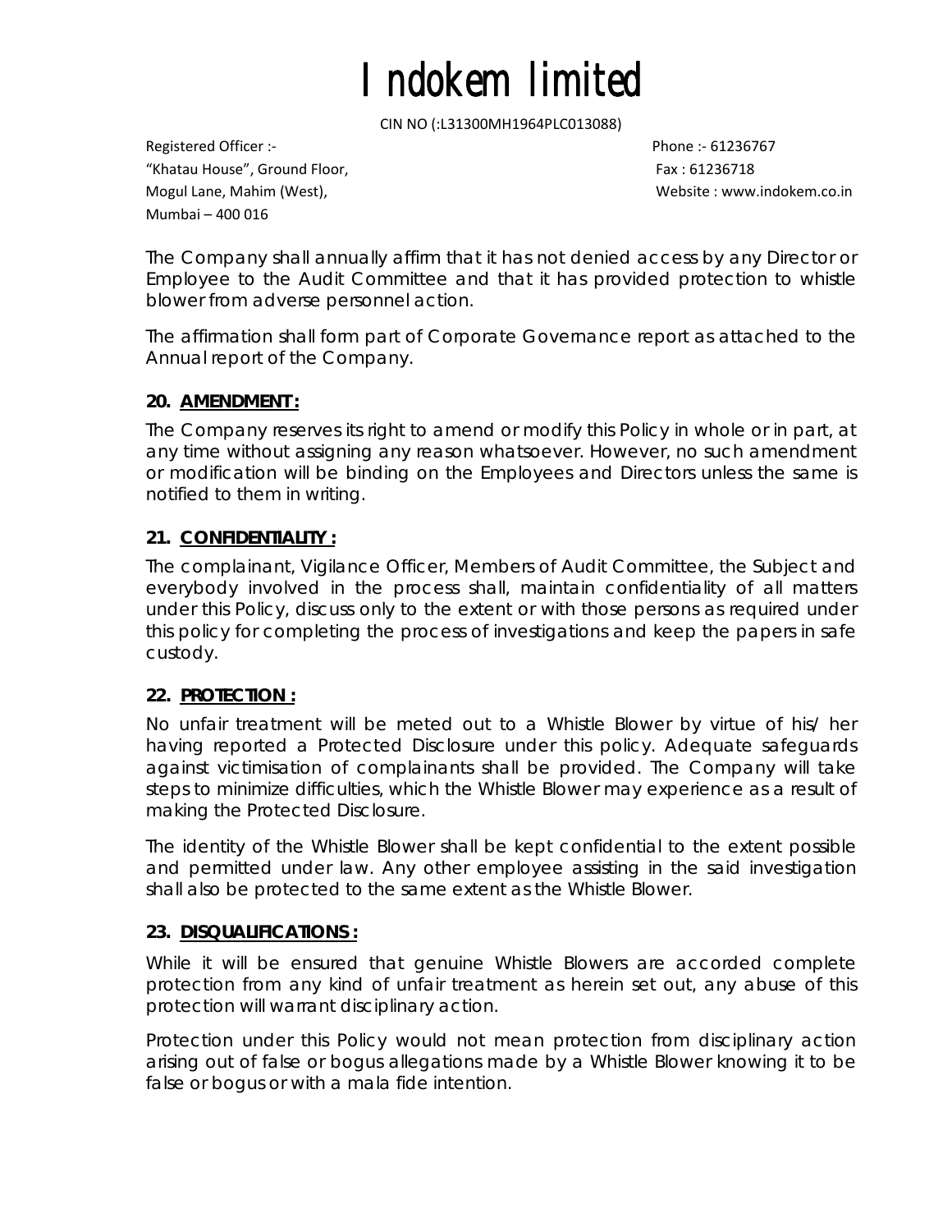The Company shall annually affirm that it has not denied access by any Director or Employee to the Audit Committee and that it has provided protection to whistle blower from adverse personnel action.

The affirmation shall form part of Corporate Governance report as attached to the Annual report of the Company.

### 20. AMENDMENT :

The Company reserves its right to amend or modify this Policy in whole or in part, at any time without assigning any reason whatsoever. However, no such amendment or modification will be binding on the Employees and Directors unless the same is notified to them in writing.

### 21. CONFIDENTIALITY :

The complainant, Vigilance Officer, Members of Audit Committee, the Subject and everybody involved in the process shall, maintain confidentiality of all matters under this Policy, discuss only to the extent or with those persons as required under this policy for completing the process of investigations and keep the papers in safe custody.

### 22. PROTECTION :

No unfair treatment will be meted out to a Whistle Blower by virtue of his/ her having reported a Protected Disclosure under this policy. Adequate safeguards against victimisation of complainants shall be provided. The Company will take steps to minimize difficulties, which the Whistle Blower may experience as a result of making the Protected Disclosure.

The identity of the Whistle Blower shall be kept confidential to the extent possible and permitted under law. Any other employee assisting in the said investigation shall also be protected to the same extent as the Whistle Blower.

### 23. DISQUALIFICATIONS :

While it will be ensured that genuine Whistle Blowers are accorded complete protection from any kind of unfair treatment as herein set out, any abuse of this protection will warrant disciplinary action.

Protection under this Policy would not mean protection from disciplinary action arising out of false or bogus allegations made by a Whistle Blower knowing it to be false or bogus or with a mala fide intention.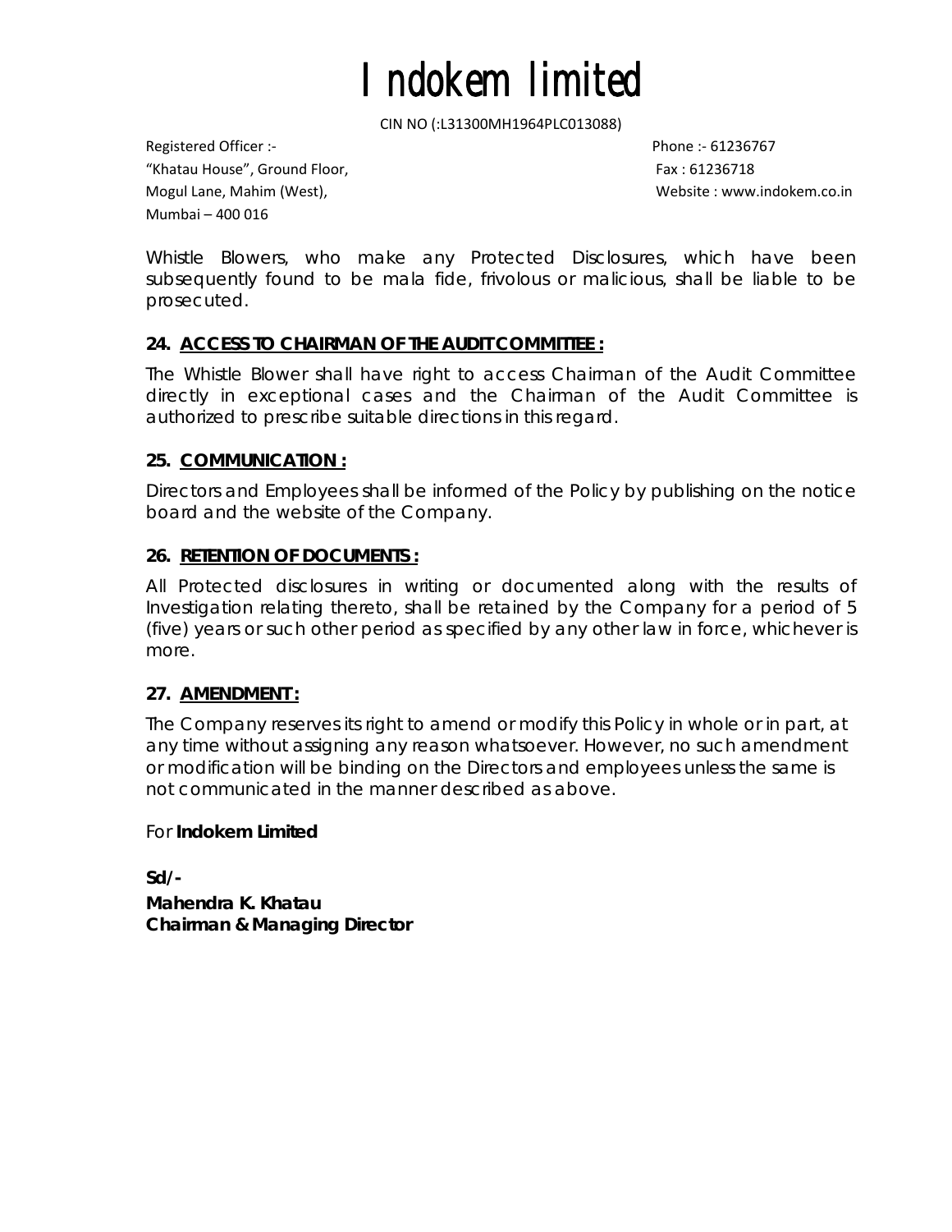# Indokem limited

CIN NO (:L31300MH1964PLC013088)

Registered Officer :-
"Khatau House", Ground Floor,
Mogul Lane, Mahim (West),
Mumbai – 400 016

Phone :- 61236767
Fax : 61236718
Website : www.indokem.co.in

Whistle Blowers, who make any Protected Disclosures, which have been subsequently found to be mala fide, frivolous or malicious, shall be liable to be prosecuted.

**24. ACCESS TO CHAIRMAN OF THE AUDIT COMMITTEE :**

The Whistle Blower shall have right to access Chairman of the Audit Committee directly in exceptional cases and the Chairman of the Audit Committee is authorized to prescribe suitable directions in this regard.

**25. COMMUNICATION :**

Directors and Employees shall be informed of the Policy by publishing on the notice board and the website of the Company.

**26. RETENTION OF DOCUMENTS :**

All Protected disclosures in writing or documented along with the results of Investigation relating thereto, shall be retained by the Company for a period of 5 (five) years or such other period as specified by any other law in force, whichever is more.

**27. AMENDMENT :**

The Company reserves its right to amend or modify this Policy in whole or in part, at any time without assigning any reason whatsoever. However, no such amendment or modification will be binding on the Directors and employees unless the same is not communicated in the manner described as above.

For **Indokem Limited**

**Sd/-**
**Mahendra K. Khatau**
**Chairman & Managing Director**